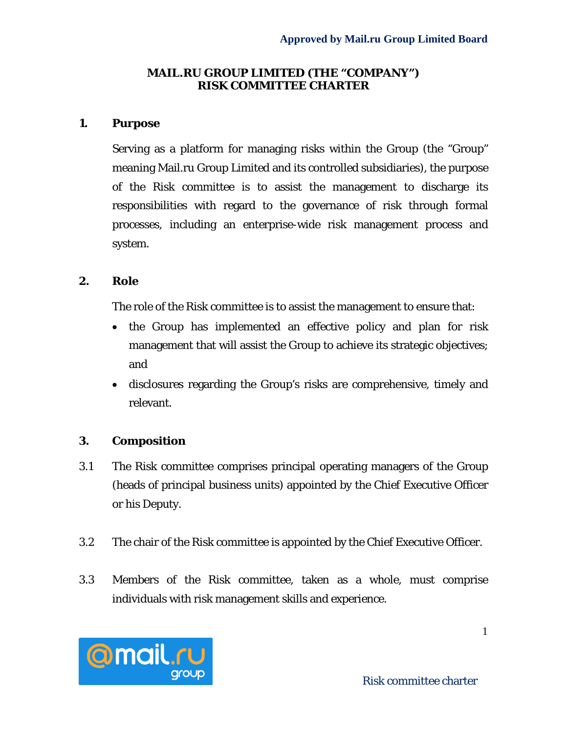**Approved by Mail.ru Group Limited Board**

# MAIL.RU GROUP LIMITED (THE "COMPANY")
# RISK COMMITTEE CHARTER

## 1. Purpose

Serving as a platform for managing risks within the Group (the "Group" meaning Mail.ru Group Limited and its controlled subsidiaries), the purpose of the Risk committee is to assist the management to discharge its responsibilities with regard to the governance of risk through formal processes, including an enterprise-wide risk management process and system.

## 2. Role

The role of the Risk committee is to assist the management to ensure that:

- the Group has implemented an effective policy and plan for risk management that will assist the Group to achieve its strategic objectives; and
- disclosures regarding the Group's risks are comprehensive, timely and relevant.

## 3. Composition

3.1 The Risk committee comprises principal operating managers of the Group (heads of principal business units) appointed by the Chief Executive Officer or his Deputy.

3.2 The chair of the Risk committee is appointed by the Chief Executive Officer.

3.3 Members of the Risk committee, taken as a whole, must comprise individuals with risk management skills and experience.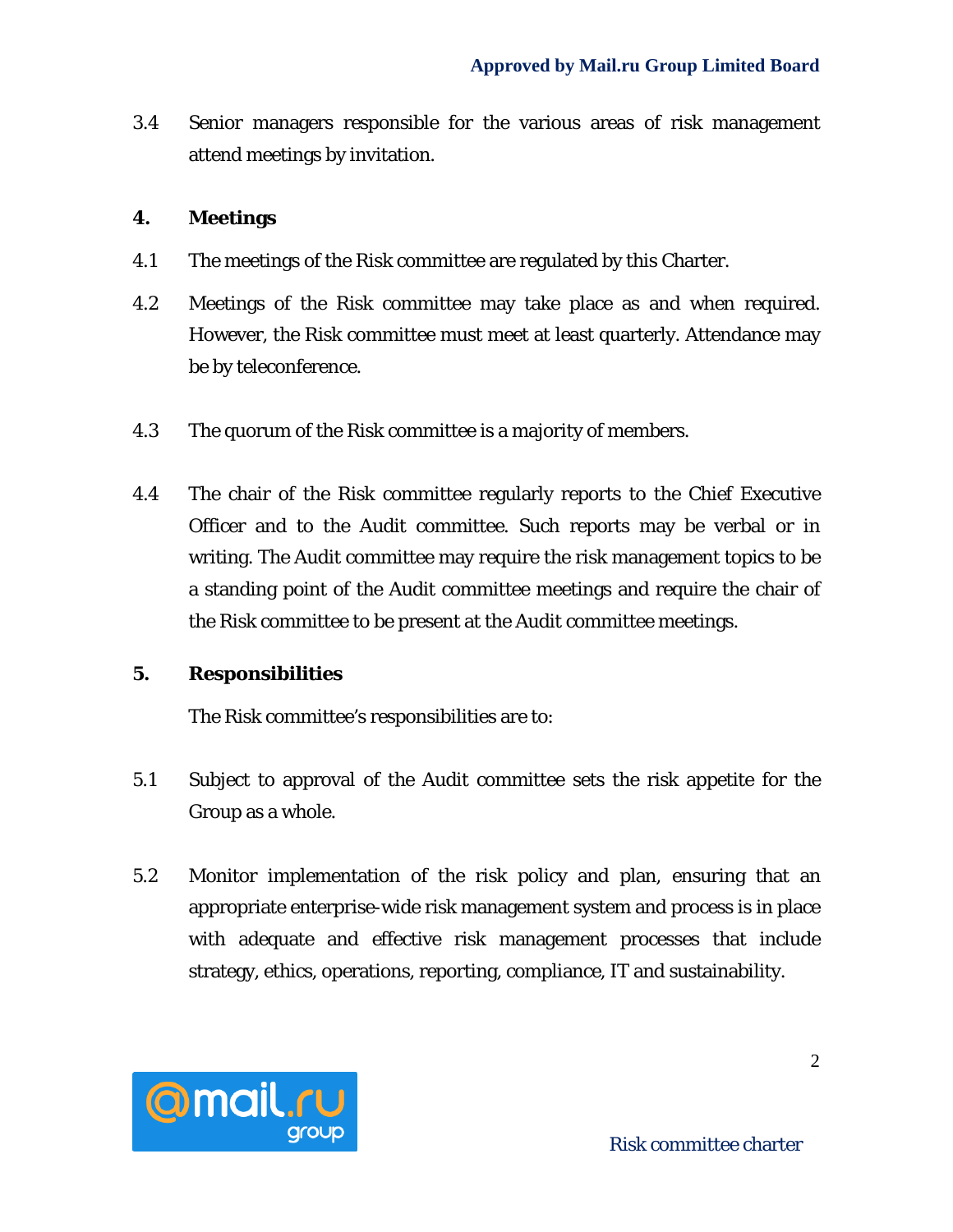3.4 Senior managers responsible for the various areas of risk management attend meetings by invitation.

## 4. Meetings

4.1 The meetings of the Risk committee are regulated by this Charter.

4.2 Meetings of the Risk committee may take place as and when required. However, the Risk committee must meet at least quarterly. Attendance may be by teleconference.

4.3 The quorum of the Risk committee is a majority of members.

4.4 The chair of the Risk committee regularly reports to the Chief Executive Officer and to the Audit committee. Such reports may be verbal or in writing. The Audit committee may require the risk management topics to be a standing point of the Audit committee meetings and require the chair of the Risk committee to be present at the Audit committee meetings.

## 5. Responsibilities

The Risk committee's responsibilities are to:

5.1 Subject to approval of the Audit committee sets the risk appetite for the Group as a whole.

5.2 Monitor implementation of the risk policy and plan, ensuring that an appropriate enterprise-wide risk management system and process is in place with adequate and effective risk management processes that include strategy, ethics, operations, reporting, compliance, IT and sustainability.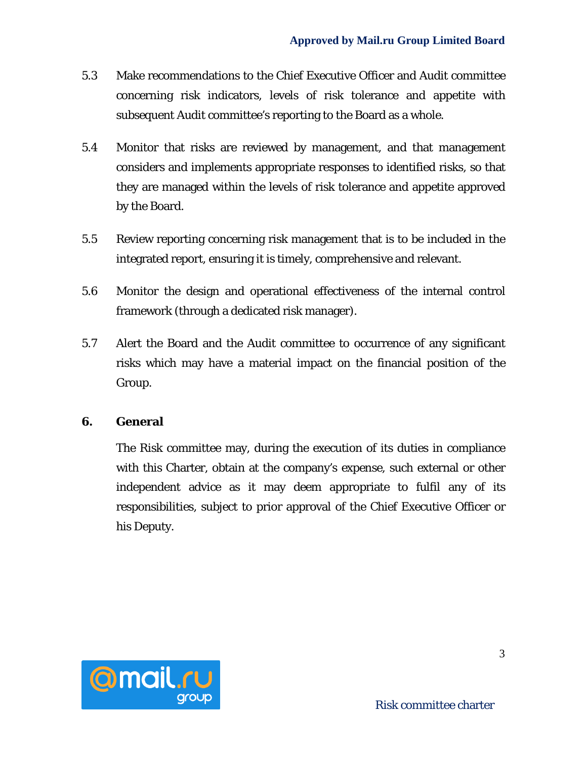5.3 Make recommendations to the Chief Executive Officer and Audit committee concerning risk indicators, levels of risk tolerance and appetite with subsequent Audit committee's reporting to the Board as a whole.

5.4 Monitor that risks are reviewed by management, and that management considers and implements appropriate responses to identified risks, so that they are managed within the levels of risk tolerance and appetite approved by the Board.

5.5 Review reporting concerning risk management that is to be included in the integrated report, ensuring it is timely, comprehensive and relevant.

5.6 Monitor the design and operational effectiveness of the internal control framework (through a dedicated risk manager).

5.7 Alert the Board and the Audit committee to occurrence of any significant risks which may have a material impact on the financial position of the Group.

## 6. General

The Risk committee may, during the execution of its duties in compliance with this Charter, obtain at the company's expense, such external or other independent advice as it may deem appropriate to fulfil any of its responsibilities, subject to prior approval of the Chief Executive Officer or his Deputy.